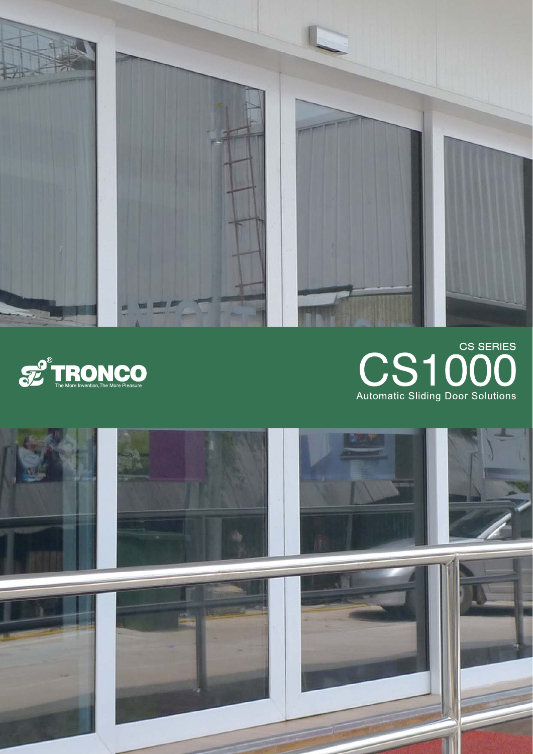TRONCO®

The More Invention,The More Pleasure

CS SERIES

# CS1000

Automatic Sliding Door Solutions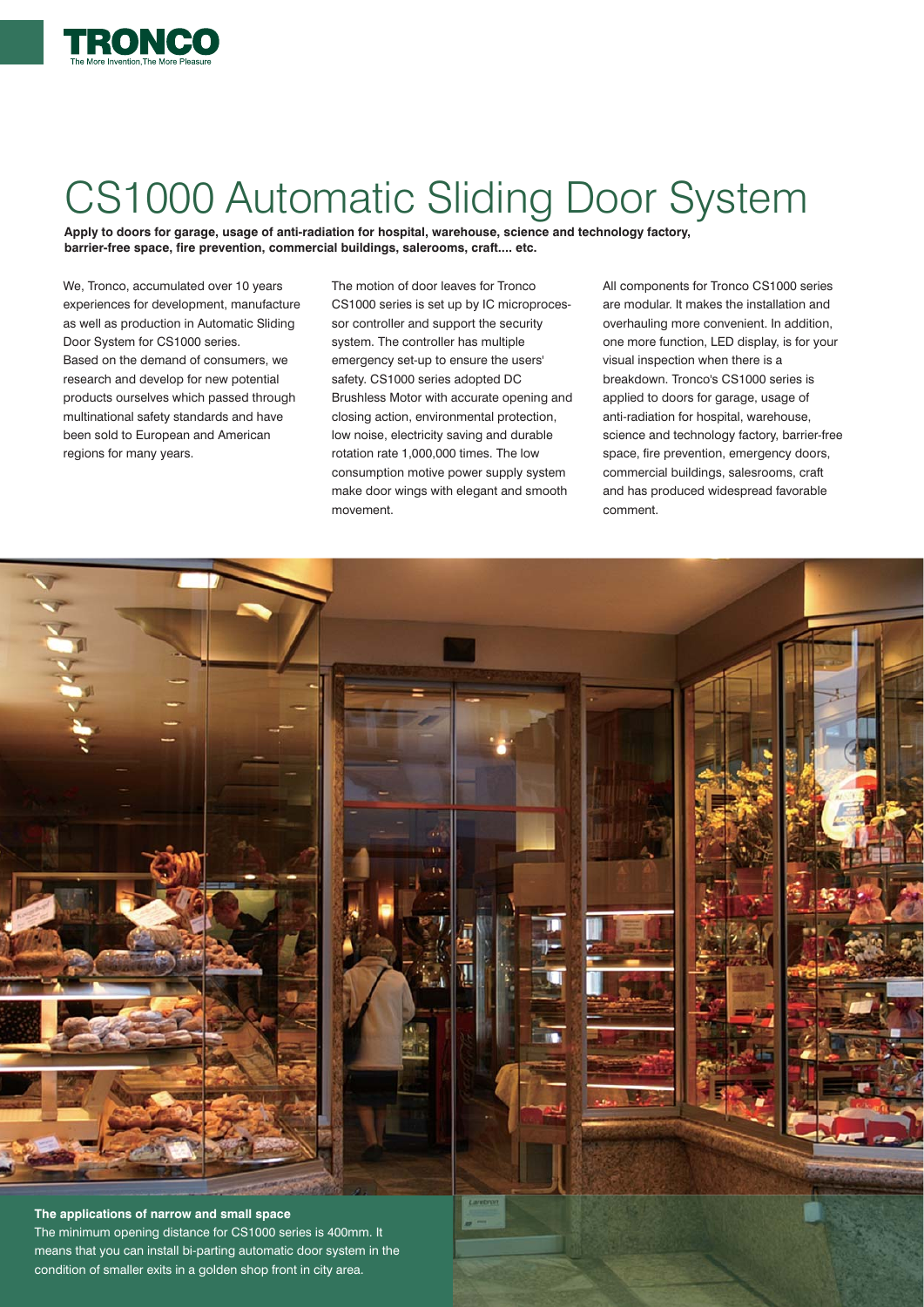# CS1000 Automatic Sliding Door System

**Apply to doors for garage, usage of anti-radiation for hospital, warehouse, science and technology factory, barrier-free space, fire prevention, commercial buildings, salerooms, craft.... etc.**

We, Tronco, accumulated over 10 years experiences for development, manufacture as well as production in Automatic Sliding Door System for CS1000 series. Based on the demand of consumers, we research and develop for new potential products ourselves which passed through multinational safety standards and have been sold to European and American regions for many years.

The motion of door leaves for Tronco CS1000 series is set up by IC microprocessor controller and support the security system. The controller has multiple emergency set-up to ensure the users' safety. CS1000 series adopted DC Brushless Motor with accurate opening and closing action, environmental protection, low noise, electricity saving and durable rotation rate 1,000,000 times. The low consumption motive power supply system make door wings with elegant and smooth movement.

All components for Tronco CS1000 series are modular. It makes the installation and overhauling more convenient. In addition, one more function, LED display, is for your visual inspection when there is a breakdown. Tronco's CS1000 series is applied to doors for garage, usage of anti-radiation for hospital, warehouse, science and technology factory, barrier-free space, fire prevention, emergency doors, commercial buildings, salesrooms, craft and has produced widespread favorable comment.

**The applications of narrow and small space**

The minimum opening distance for CS1000 series is 400mm. It means that you can install bi-parting automatic door system in the condition of smaller exits in a golden shop front in city area.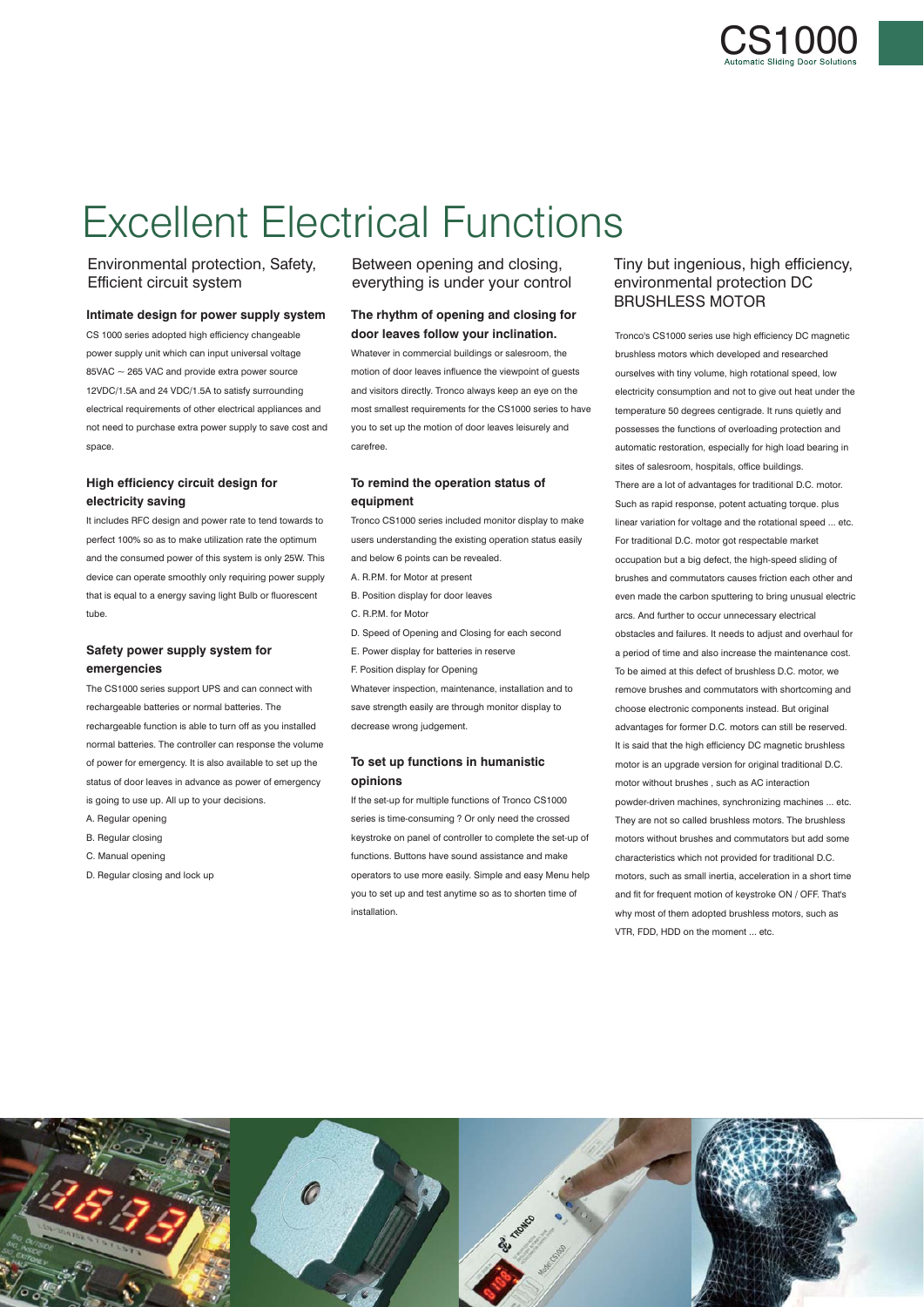# Excellent Electrical Functions

## Environmental protection, Safety, Efficient circuit system

### Intimate design for power supply system

CS 1000 series adopted high efficiency changeable power supply unit which can input universal voltage 85VAC ~ 265 VAC and provide extra power source 12VDC/1.5A and 24 VDC/1.5A to satisfy surrounding electrical requirements of other electrical appliances and not need to purchase extra power supply to save cost and space.

### High efficiency circuit design for electricity saving

It includes RFC design and power rate to tend towards to perfect 100% so as to make utilization rate the optimum and the consumed power of this system is only 25W. This device can operate smoothly only requiring power supply that is equal to a energy saving light Bulb or fluorescent tube.

### Safety power supply system for emergencies

The CS1000 series support UPS and can connect with rechargeable batteries or normal batteries. The rechargeable function is able to turn off as you installed normal batteries. The controller can response the volume of power for emergency. It is also available to set up the status of door leaves in advance as power of emergency is going to use up. All up to your decisions.

A. Regular opening
B. Regular closing
C. Manual opening
D. Regular closing and lock up

## Between opening and closing, everything is under your control

### The rhythm of opening and closing for door leaves follow your inclination.

Whatever in commercial buildings or salesroom, the motion of door leaves influence the viewpoint of guests and visitors directly. Tronco always keep an eye on the most smallest requirements for the CS1000 series to have you to set up the motion of door leaves leisurely and carefree.

### To remind the operation status of equipment

Tronco CS1000 series included monitor display to make users understanding the existing operation status easily and below 6 points can be revealed.

A. R.P.M. for Motor at present
B. Position display for door leaves
C. R.P.M. for Motor
D. Speed of Opening and Closing for each second
E. Power display for batteries in reserve
F. Position display for Opening

Whatever inspection, maintenance, installation and to save strength easily are through monitor display to decrease wrong judgement.

### To set up functions in humanistic opinions

If the set-up for multiple functions of Tronco CS1000 series is time-consuming ? Or only need the crossed keystroke on panel of controller to complete the set-up of functions. Buttons have sound assistance and make operators to use more easily. Simple and easy Menu help you to set up and test anytime so as to shorten time of installation.

## Tiny but ingenious, high efficiency, environmental protection DC BRUSHLESS MOTOR

Tronco's CS1000 series use high efficiency DC magnetic brushless motors which developed and researched ourselves with tiny volume, high rotational speed, low electricity consumption and not to give out heat under the temperature 50 degrees centigrade. It runs quietly and possesses the functions of overloading protection and automatic restoration, especially for high load bearing in sites of salesroom, hospitals, office buildings.

There are a lot of advantages for traditional D.C. motor. Such as rapid response, potent actuating torque. plus linear variation for voltage and the rotational speed ... etc. For traditional D.C. motor got respectable market occupation but a big defect, the high-speed sliding of brushes and commutators causes friction each other and even made the carbon sputtering to bring unusual electric arcs. And further to occur unnecessary electrical obstacles and failures. It needs to adjust and overhaul for a period of time and also increase the maintenance cost. To be aimed at this defect of brushless D.C. motor, we remove brushes and commutators with shortcoming and choose electronic components instead. But original advantages for former D.C. motors can still be reserved. It is said that the high efficiency DC magnetic brushless motor is an upgrade version for original traditional D.C. motor without brushes , such as AC interaction powder-driven machines, synchronizing machines ... etc. They are not so called brushless motors. The brushless motors without brushes and commutators but add some characteristics which not provided for traditional D.C. motors, such as small inertia, acceleration in a short time and fit for frequent motion of keystroke ON / OFF. That's why most of them adopted brushless motors, such as VTR, FDD, HDD on the moment ... etc.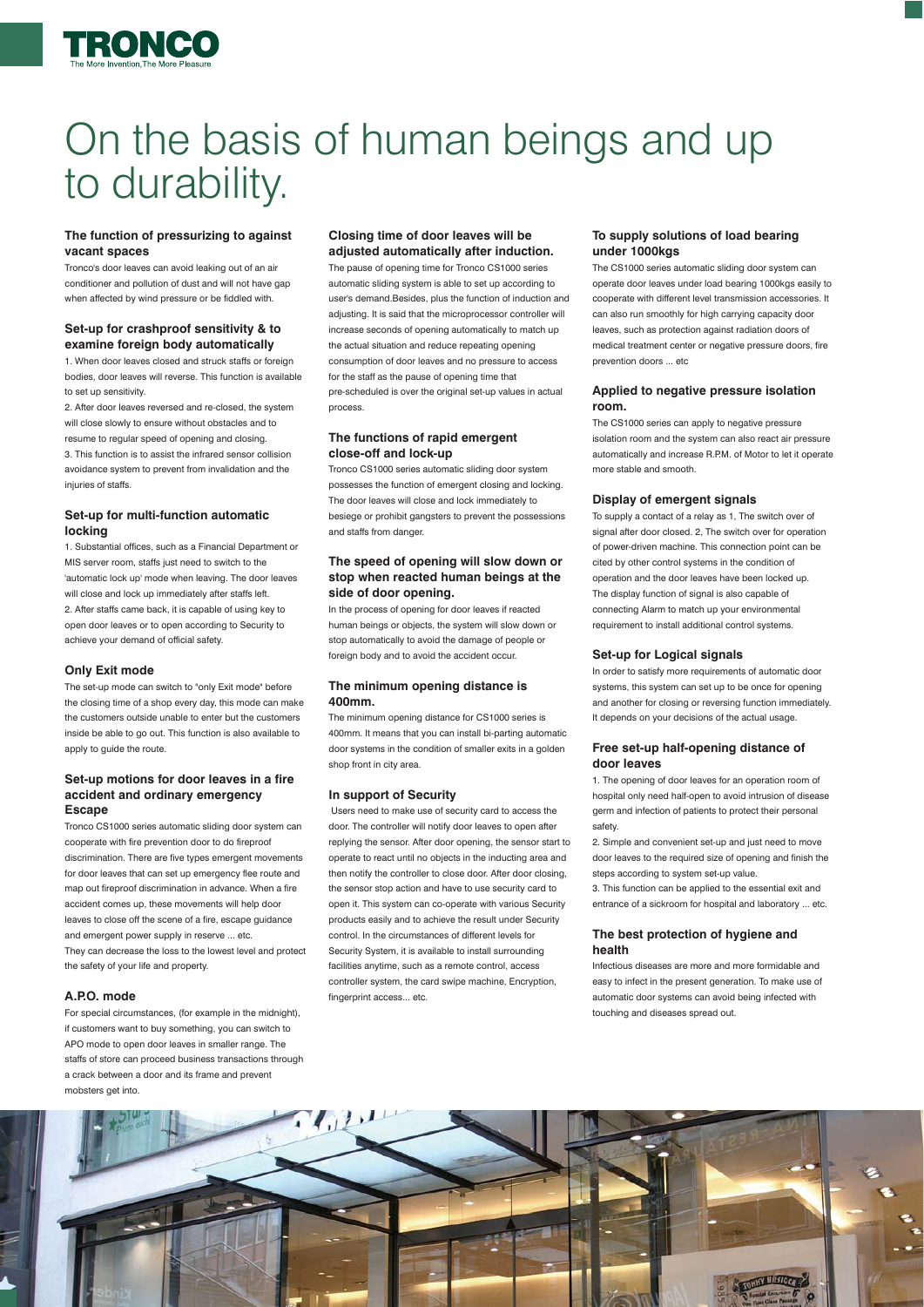# On the basis of human beings and up to durability.

### The function of pressurizing to against vacant spaces

Tronco's door leaves can avoid leaking out of an air conditioner and pollution of dust and will not have gap when affected by wind pressure or be fiddled with.

### Set-up for crashproof sensitivity & to examine foreign body automatically

1. When door leaves closed and struck staffs or foreign bodies, door leaves will reverse. This function is available to set up sensitivity.
2. After door leaves reversed and re-closed, the system will close slowly to ensure without obstacles and to resume to regular speed of opening and closing.
3. This function is to assist the infrared sensor collision avoidance system to prevent from invalidation and the injuries of staffs.

### Set-up for multi-function automatic locking

1. Substantial offices, such as a Financial Department or MIS server room, staffs just need to switch to the 'automatic lock up' mode when leaving. The door leaves will close and lock up immediately after staffs left.
2. After staffs came back, it is capable of using key to open door leaves or to open according to Security to achieve your demand of official safety.

### Only Exit mode

The set-up mode can switch to "only Exit mode" before the closing time of a shop every day, this mode can make the customers outside unable to enter but the customers inside be able to go out. This function is also available to apply to guide the route.

### Set-up motions for door leaves in a fire accident and ordinary emergency Escape

Tronco CS1000 series automatic sliding door system can cooperate with fire prevention door to do fireproof discrimination. There are five types emergent movements for door leaves that can set up emergency flee route and map out fireproof discrimination in advance. When a fire accident comes up, these movements will help door leaves to close off the scene of a fire, escape guidance and emergent power supply in reserve ... etc.
They can decrease the loss to the lowest level and protect the safety of your life and property.

### A.P.O. mode

For special circumstances, (for example in the midnight), if customers want to buy something, you can switch to APO mode to open door leaves in smaller range. The staffs of store can proceed business transactions through a crack between a door and its frame and prevent mobsters get into.

### Closing time of door leaves will be adjusted automatically after induction.

The pause of opening time for Tronco CS1000 series automatic sliding system is able to set up according to user's demand.Besides, plus the function of induction and adjusting. It is said that the microprocessor controller will increase seconds of opening automatically to match up the actual situation and reduce repeating opening consumption of door leaves and no pressure to access for the staff as the pause of opening time that pre-scheduled is over the original set-up values in actual process.

### The functions of rapid emergent close-off and lock-up

Tronco CS1000 series automatic sliding door system possesses the function of emergent closing and locking. The door leaves will close and lock immediately to besiege or prohibit gangsters to prevent the possessions and staffs from danger.

### The speed of opening will slow down or stop when reacted human beings at the side of door opening.

In the process of opening for door leaves if reacted human beings or objects, the system will slow down or stop automatically to avoid the damage of people or foreign body and to avoid the accident occur.

### The minimum opening distance is 400mm.

The minimum opening distance for CS1000 series is 400mm. It means that you can install bi-parting automatic door systems in the condition of smaller exits in a golden shop front in city area.

### In support of Security

Users need to make use of security card to access the door. The controller will notify door leaves to open after replying the sensor. After door opening, the sensor start to operate to react until no objects in the inducting area and then notify the controller to close door. After door closing, the sensor stop action and have to use security card to open it. This system can co-operate with various Security products easily and to achieve the result under Security control. In the circumstances of different levels for Security System, it is available to install surrounding facilities anytime, such as a remote control, access controller system, the card swipe machine, Encryption, fingerprint access... etc.

### To supply solutions of load bearing under 1000kgs

The CS1000 series automatic sliding door system can operate door leaves under load bearing 1000kgs easily to cooperate with different level transmission accessories. It can also run smoothly for high carrying capacity door leaves, such as protection against radiation doors of medical treatment center or negative pressure doors, fire prevention doors ... etc

### Applied to negative pressure isolation room.

The CS1000 series can apply to negative pressure isolation room and the system can also react air pressure automatically and increase R.P.M. of Motor to let it operate more stable and smooth.

### Display of emergent signals

To supply a contact of a relay as 1, The switch over of signal after door closed. 2, The switch over for operation of power-driven machine. This connection point can be cited by other control systems in the condition of operation and the door leaves have been locked up. The display function of signal is also capable of connecting Alarm to match up your environmental requirement to install additional control systems.

### Set-up for Logical signals

In order to satisfy more requirements of automatic door systems, this system can set up to be once for opening and another for closing or reversing function immediately. It depends on your decisions of the actual usage.

### Free set-up half-opening distance of door leaves

1. The opening of door leaves for an operation room of hospital only need half-open to avoid intrusion of disease germ and infection of patients to protect their personal safety.
2. Simple and convenient set-up and just need to move door leaves to the required size of opening and finish the steps according to system set-up value.
3. This function can be applied to the essential exit and entrance of a sickroom for hospital and laboratory ... etc.

### The best protection of hygiene and health

Infectious diseases are more and more formidable and easy to infect in the present generation. To make use of automatic door systems can avoid being infected with touching and diseases spread out.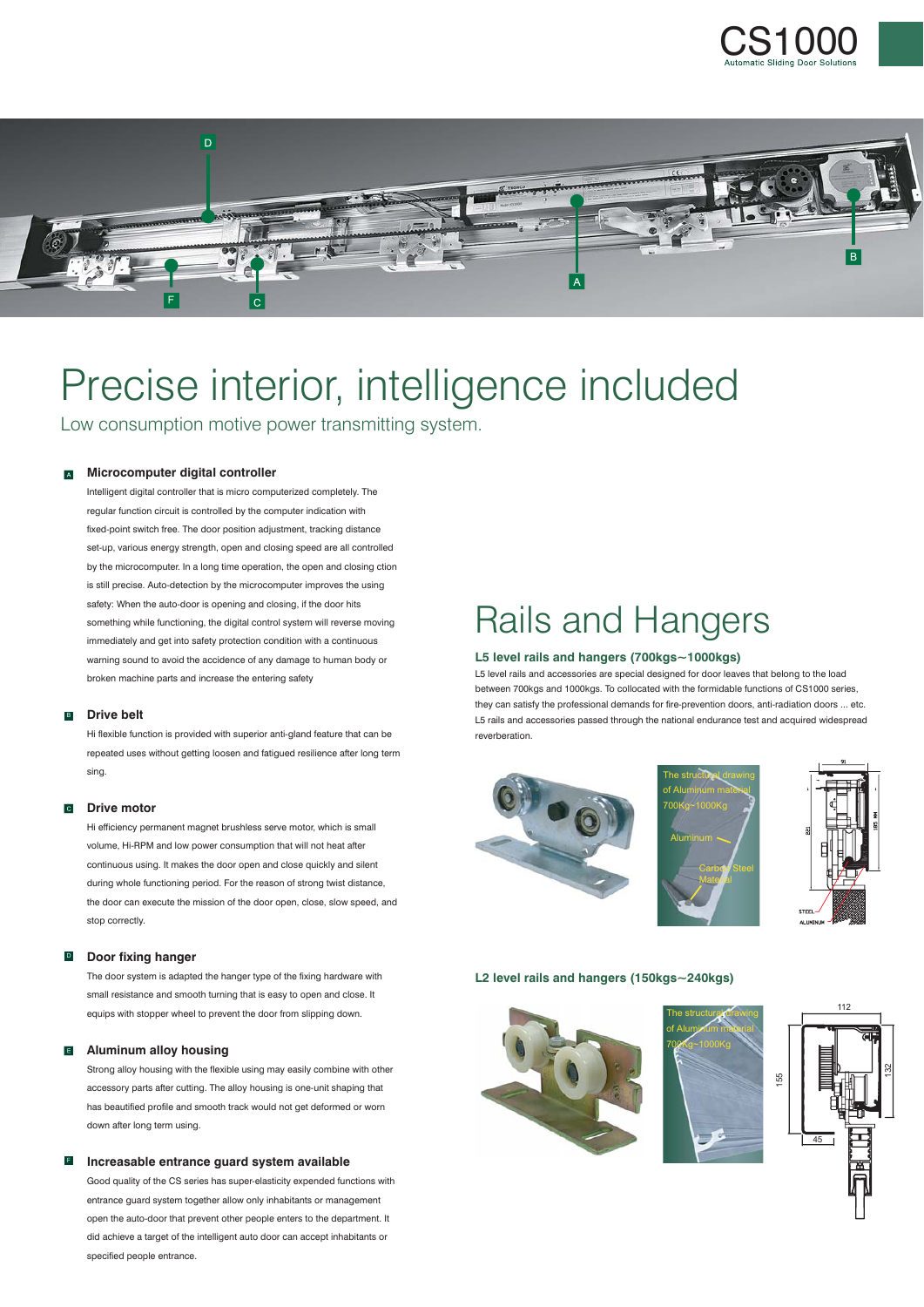# Precise interior, intelligence included

Low consumption motive power transmitting system.

### A Microcomputer digital controller

Intelligent digital controller that is micro computerized completely. The regular function circuit is controlled by the computer indication with fixed-point switch free. The door position adjustment, tracking distance set-up, various energy strength, open and closing speed are all controlled by the microcomputer. In a long time operation, the open and closing ction is still precise. Auto-detection by the microcomputer improves the using safety: When the auto-door is opening and closing, if the door hits something while functioning, the digital control system will reverse moving immediately and get into safety protection condition with a continuous warning sound to avoid the accidence of any damage to human body or broken machine parts and increase the entering safety

### B Drive belt

Hi flexible function is provided with superior anti-gland feature that can be repeated uses without getting loosen and fatigued resilience after long term sing.

### C Drive motor

Hi efficiency permanent magnet brushless serve motor, which is small volume, Hi-RPM and low power consumption that will not heat after continuous using. It makes the door open and close quickly and silent during whole functioning period. For the reason of strong twist distance, the door can execute the mission of the door open, close, slow speed, and stop correctly.

### D Door fixing hanger

The door system is adapted the hanger type of the fixing hardware with small resistance and smooth turning that is easy to open and close. It equips with stopper wheel to prevent the door from slipping down.

### E Aluminum alloy housing

Strong alloy housing with the flexible using may easily combine with other accessory parts after cutting. The alloy housing is one-unit shaping that has beautified profile and smooth track would not get deformed or worn down after long term using.

### F Increasable entrance guard system available

Good quality of the CS series has super-elasticity expended functions with entrance guard system together allow only inhabitants or management open the auto-door that prevent other people enters to the department. It did achieve a target of the intelligent auto door can accept inhabitants or specified people entrance.

# Rails and Hangers

### L5 level rails and hangers (700kgs~1000kgs)

L5 level rails and accessories are special designed for door leaves that belong to the load between 700kgs and 1000kgs. To collocated with the formidable functions of CS1000 series, they can satisfy the professional demands for fire-prevention doors, anti-radiation doors ... etc. L5 rails and accessories passed through the national endurance test and acquired widespread reverberation.

The structural drawing of Aluminum material 700Kg~1000Kg

Aluminum

Carbon Steel Material

### L2 level rails and hangers (150kgs~240kgs)

The structural drawing of Aluminum material 700Kg~1000Kg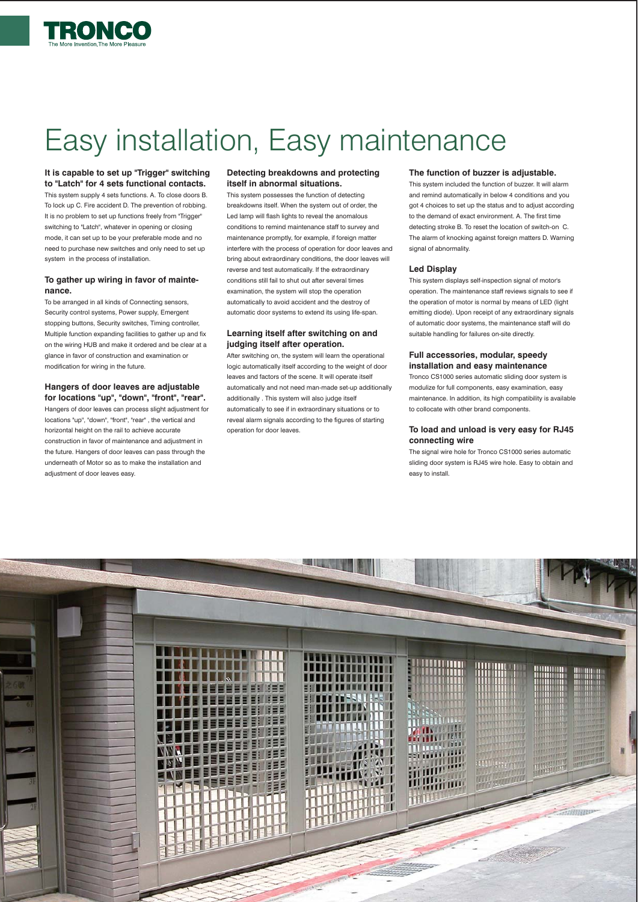# Easy installation, Easy maintenance

### It is capable to set up "Trigger" switching to "Latch" for 4 sets functional contacts.

This system supply 4 sets functions. A. To close doors B. To lock up C. Fire accident D. The prevention of robbing. It is no problem to set up functions freely from "Trigger" switching to "Latch", whatever in opening or closing mode, it can set up to be your preferable mode and no need to purchase new switches and only need to set up system in the process of installation.

### To gather up wiring in favor of maintenance.

To be arranged in all kinds of Connecting sensors, Security control systems, Power supply, Emergent stopping buttons, Security switches, Timing controller, Multiple function expanding facilities to gather up and fix on the wiring HUB and make it ordered and be clear at a glance in favor of construction and examination or modification for wiring in the future.

### Hangers of door leaves are adjustable for locations "up", "down", "front", "rear".

Hangers of door leaves can process slight adjustment for locations "up", "down", "front", "rear" , the vertical and horizontal height on the rail to achieve accurate construction in favor of maintenance and adjustment in the future. Hangers of door leaves can pass through the underneath of Motor so as to make the installation and adjustment of door leaves easy.

### Detecting breakdowns and protecting itself in abnormal situations.

This system possesses the function of detecting breakdowns itself. When the system out of order, the Led lamp will flash lights to reveal the anomalous conditions to remind maintenance staff to survey and maintenance promptly, for example, if foreign matter interfere with the process of operation for door leaves and bring about extraordinary conditions, the door leaves will reverse and test automatically. If the extraordinary conditions still fail to shut out after several times examination, the system will stop the operation automatically to avoid accident and the destroy of automatic door systems to extend its using life-span.

### Learning itself after switching on and judging itself after operation.

After switching on, the system will learn the operational logic automatically itself according to the weight of door leaves and factors of the scene. It will operate itself automatically and not need man-made set-up additionally additionally . This system will also judge itself automatically to see if in extraordinary situations or to reveal alarm signals according to the figures of starting operation for door leaves.

### The function of buzzer is adjustable.

This system included the function of buzzer. It will alarm and remind automatically in below 4 conditions and you got 4 choices to set up the status and to adjust according to the demand of exact environment. A. The first time detecting stroke B. To reset the location of switch-on C. The alarm of knocking against foreign matters D. Warning signal of abnormality.

### Led Display

This system displays self-inspection signal of motor's operation. The maintenance staff reviews signals to see if the operation of motor is normal by means of LED (light emitting diode). Upon receipt of any extraordinary signals of automatic door systems, the maintenance staff will do suitable handling for failures on-site directly.

### Full accessories, modular, speedy installation and easy maintenance

Tronco CS1000 series automatic sliding door system is modulize for full components, easy examination, easy maintenance. In addition, its high compatibility is available to collocate with other brand components.

### To load and unload is very easy for RJ45 connecting wire

The signal wire hole for Tronco CS1000 series automatic sliding door system is RJ45 wire hole. Easy to obtain and easy to install.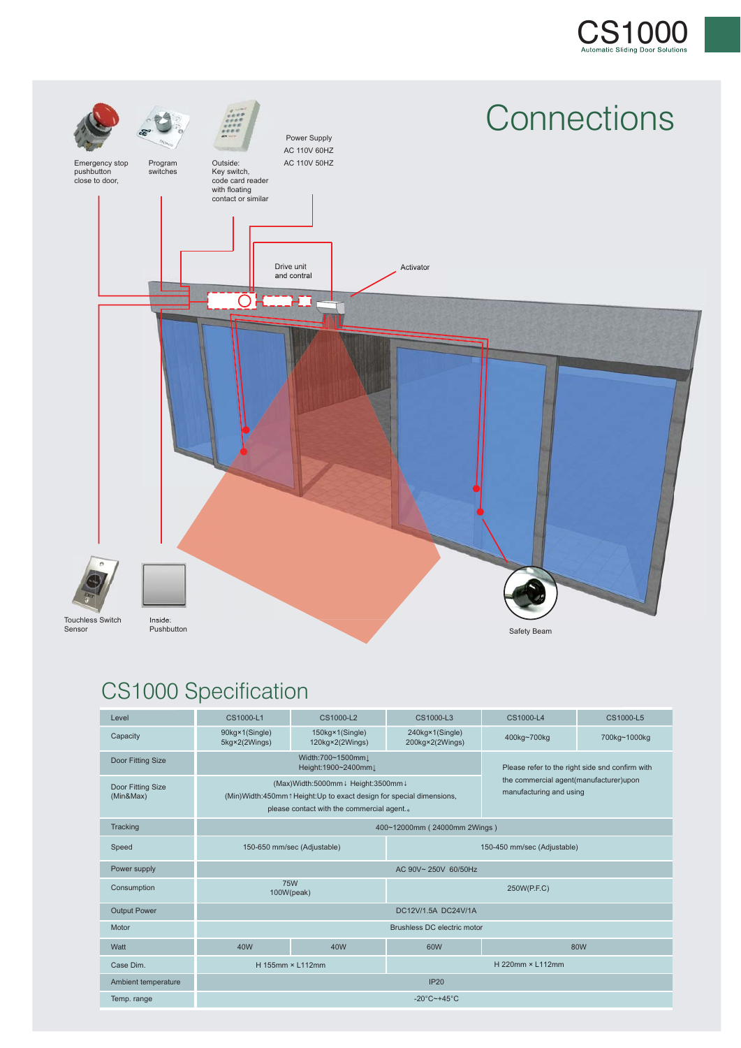# CS1000

Automatic Sliding Door Solutions

## Connections

Emergency stop pushbutton close to door,

Program switches

Outside: Key switch, code card reader with floating contact or similar

Power Supply
AC 110V 60HZ
AC 110V 50HZ

Drive unit and contral

Activator

Touchless Switch Sensor

Inside: Pushbutton

Safety Beam

## CS1000 Specification

| Level | CS1000-L1 | CS1000-L2 | CS1000-L3 | CS1000-L4 | CS1000-L5 |
|---|---|---|---|---|---|
| Capacity | 90kg×1(Single) 5kg×2(2Wings) | 150kg×1(Single) 120kg×2(2Wings) | 240kg×1(Single) 200kg×2(2Wings) | 400kg~700kg | 700kg~1000kg |
| Door Fitting Size | Width:700~1500mm↓ Height:1900~2400mm↓ | | | Please refer to the right side snd confirm with the commercial agent(manufacturer)upon manufacturing and using | |
| Door Fitting Size (Min&Max) | (Max)Width:5000mm↓ Height:3500mm↓ (Min)Width:450mm↑Height:Up to exact design for special dimensions, please contact with the commercial agent.。 | | | | |
| Tracking | 400~12000mm ( 24000mm 2Wings ) | | | | |
| Speed | 150-650 mm/sec (Adjustable) | | 150-450 mm/sec (Adjustable) | | |
| Power supply | AC 90V~ 250V 60/50Hz | | | | |
| Consumption | 75W 100W(peak) | | 250W(P.F.C) | | |
| Output Power | DC12V/1.5A DC24V/1A | | | | |
| Motor | Brushless DC electric motor | | | | |
| Watt | 40W | 40W | 60W | 80W | |
| Case Dim. | H 155mm × L112mm | | H 220mm × L112mm | | |
| Ambient temperature | IP20 | | | | |
| Temp. range | -20°C~+45°C | | | | |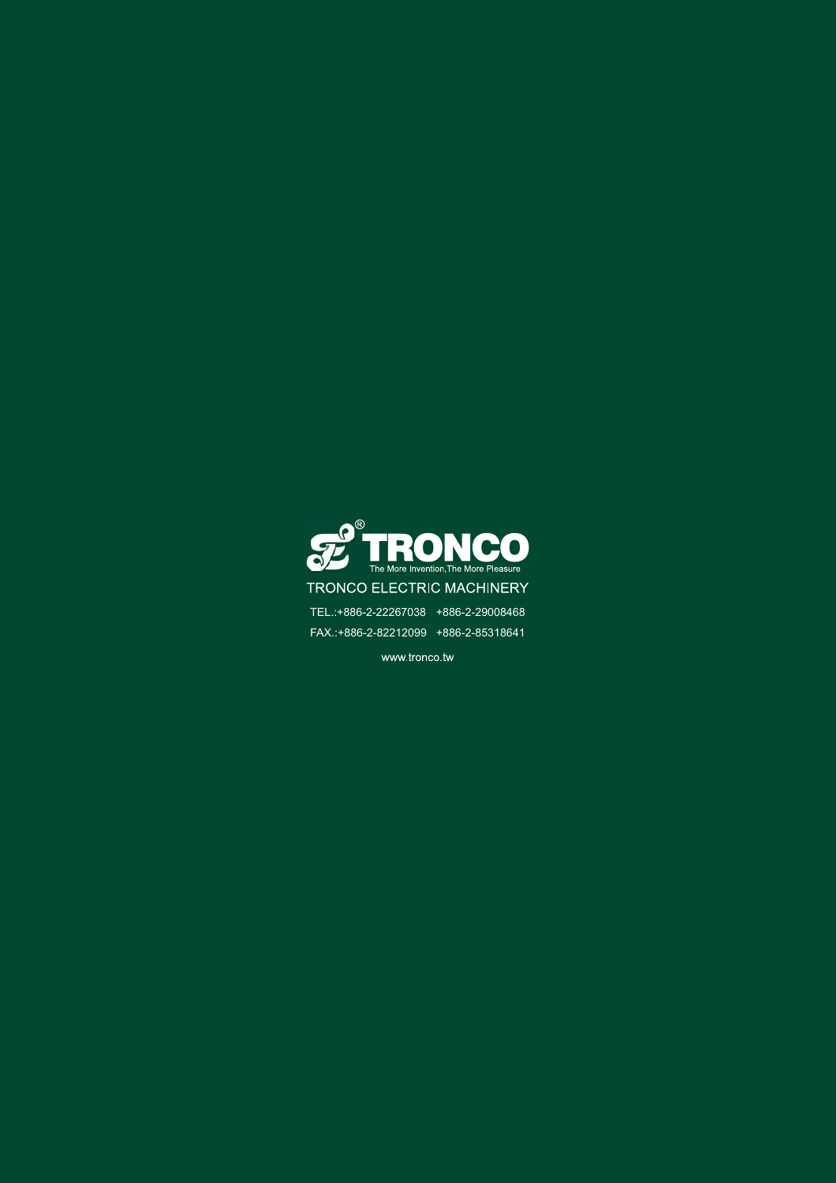TRONCO®

The More Invention,The More Pleasure

TRONCO ELECTRIC MACHINERY

TEL.:+886-2-22267038　+886-2-29008468

FAX.:+886-2-82212099　+886-2-85318641

www.tronco.tw